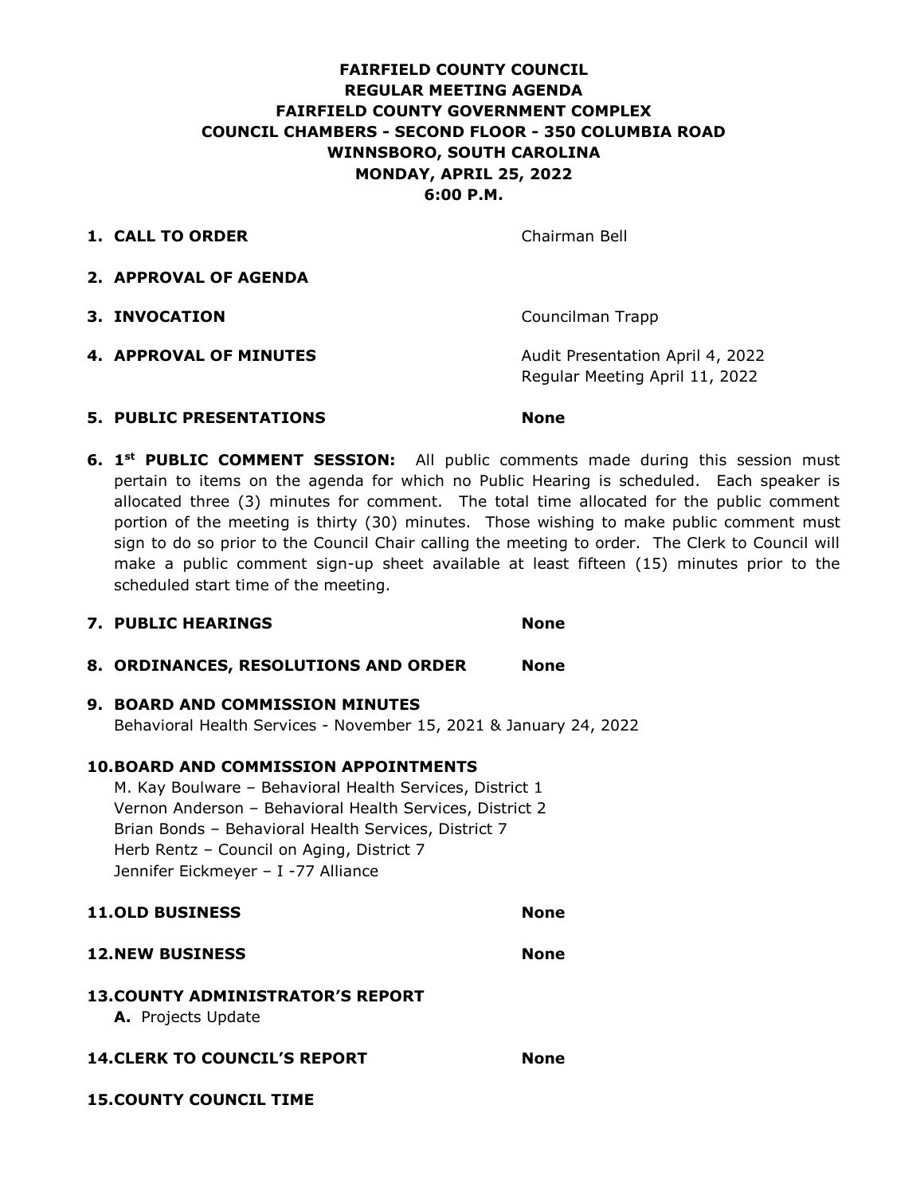**FAIRFIELD COUNTY COUNCIL**
**REGULAR MEETING AGENDA**
**FAIRFIELD COUNTY GOVERNMENT COMPLEX**
**COUNCIL CHAMBERS - SECOND FLOOR - 350 COLUMBIA ROAD**
**WINNSBORO, SOUTH CAROLINA**
**MONDAY, APRIL 25, 2022**
**6:00 P.M.**

1. **CALL TO ORDER** — Chairman Bell

2. **APPROVAL OF AGENDA**

3. **INVOCATION** — Councilman Trapp

4. **APPROVAL OF MINUTES** — Audit Presentation April 4, 2022
   Regular Meeting April 11, 2022

5. **PUBLIC PRESENTATIONS** — **None**

6. **1st PUBLIC COMMENT SESSION:** All public comments made during this session must pertain to items on the agenda for which no Public Hearing is scheduled. Each speaker is allocated three (3) minutes for comment. The total time allocated for the public comment portion of the meeting is thirty (30) minutes. Those wishing to make public comment must sign to do so prior to the Council Chair calling the meeting to order. The Clerk to Council will make a public comment sign-up sheet available at least fifteen (15) minutes prior to the scheduled start time of the meeting.

7. **PUBLIC HEARINGS** — **None**

8. **ORDINANCES, RESOLUTIONS AND ORDER** — **None**

9. **BOARD AND COMMISSION MINUTES**
   Behavioral Health Services - November 15, 2021 & January 24, 2022

10. **BOARD AND COMMISSION APPOINTMENTS**
    M. Kay Boulware – Behavioral Health Services, District 1
    Vernon Anderson – Behavioral Health Services, District 2
    Brian Bonds – Behavioral Health Services, District 7
    Herb Rentz – Council on Aging, District 7
    Jennifer Eickmeyer – I -77 Alliance

11. **OLD BUSINESS** — **None**

12. **NEW BUSINESS** — **None**

13. **COUNTY ADMINISTRATOR'S REPORT**
    **A.** Projects Update

14. **CLERK TO COUNCIL'S REPORT** — **None**

15. **COUNTY COUNCIL TIME**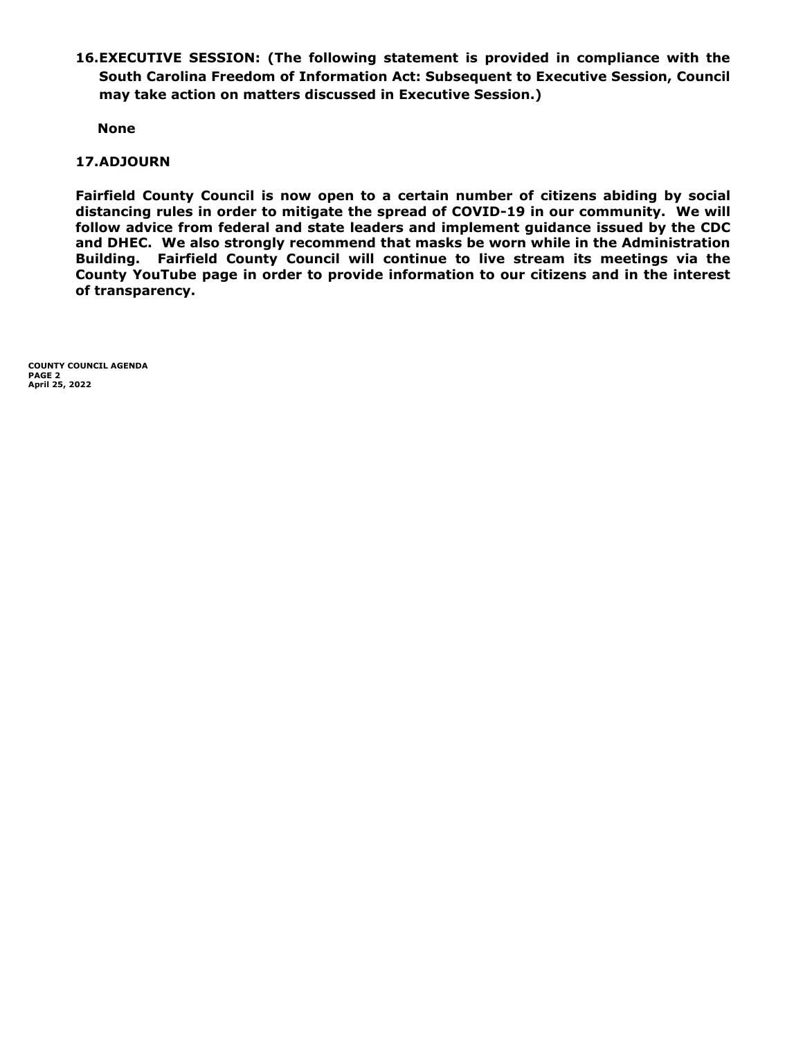**16. EXECUTIVE SESSION: (The following statement is provided in compliance with the South Carolina Freedom of Information Act: Subsequent to Executive Session, Council may take action on matters discussed in Executive Session.)**

**None**

**17. ADJOURN**

**Fairfield County Council is now open to a certain number of citizens abiding by social distancing rules in order to mitigate the spread of COVID-19 in our community. We will follow advice from federal and state leaders and implement guidance issued by the CDC and DHEC. We also strongly recommend that masks be worn while in the Administration Building. Fairfield County Council will continue to live stream its meetings via the County YouTube page in order to provide information to our citizens and in the interest of transparency.**